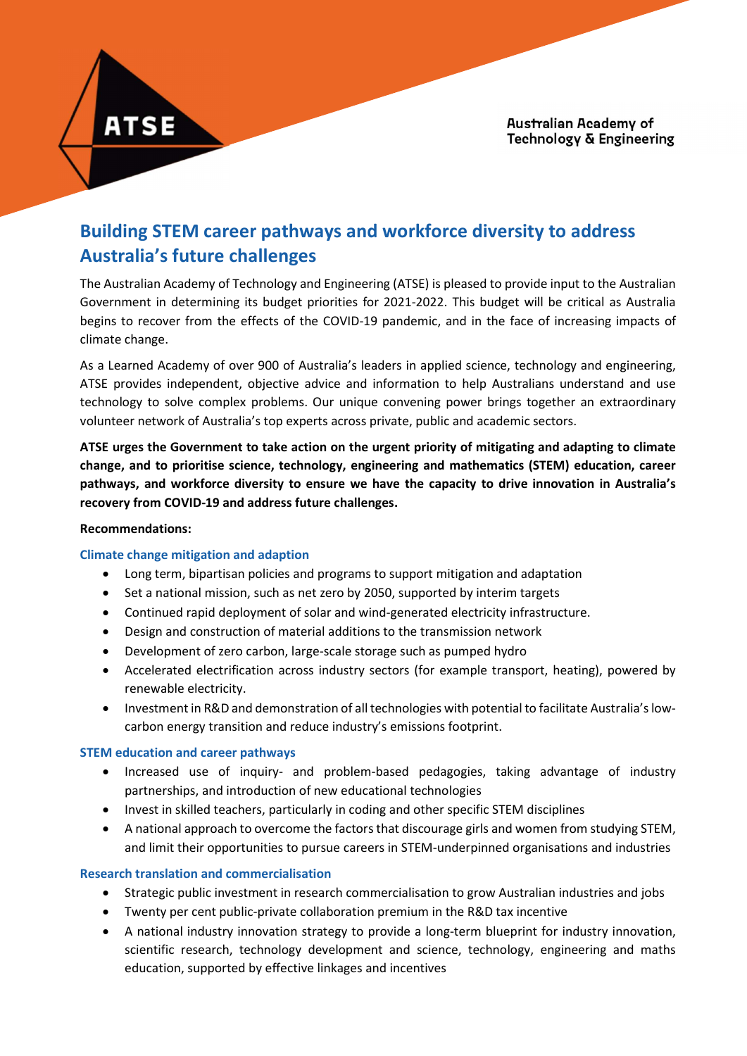ATSE

Australian Academy of Technology & Engineering

# Building STEM career pathways and workforce diversity to address Australia's future challenges

The Australian Academy of Technology and Engineering (ATSE) is pleased to provide input to the Australian Government in determining its budget priorities for 2021-2022. This budget will be critical as Australia begins to recover from the effects of the COVID-19 pandemic, and in the face of increasing impacts of climate change.

As a Learned Academy of over 900 of Australia's leaders in applied science, technology and engineering, ATSE provides independent, objective advice and information to help Australians understand and use technology to solve complex problems. Our unique convening power brings together an extraordinary volunteer network of Australia's top experts across private, public and academic sectors.

**ATSE urges the Government to take action on the urgent priority of mitigating and adapting to climate change, and to prioritise science, technology, engineering and mathematics (STEM) education, career pathways, and workforce diversity to ensure we have the capacity to drive innovation in Australia's recovery from COVID-19 and address future challenges.**

**Recommendations:**

### Climate change mitigation and adaption

- Long term, bipartisan policies and programs to support mitigation and adaptation
- Set a national mission, such as net zero by 2050, supported by interim targets
- Continued rapid deployment of solar and wind-generated electricity infrastructure.
- Design and construction of material additions to the transmission network
- Development of zero carbon, large-scale storage such as pumped hydro
- Accelerated electrification across industry sectors (for example transport, heating), powered by renewable electricity.
- Investment in R&D and demonstration of all technologies with potential to facilitate Australia's low-carbon energy transition and reduce industry's emissions footprint.

### STEM education and career pathways

- Increased use of inquiry- and problem-based pedagogies, taking advantage of industry partnerships, and introduction of new educational technologies
- Invest in skilled teachers, particularly in coding and other specific STEM disciplines
- A national approach to overcome the factors that discourage girls and women from studying STEM, and limit their opportunities to pursue careers in STEM-underpinned organisations and industries

### Research translation and commercialisation

- Strategic public investment in research commercialisation to grow Australian industries and jobs
- Twenty per cent public-private collaboration premium in the R&D tax incentive
- A national industry innovation strategy to provide a long-term blueprint for industry innovation, scientific research, technology development and science, technology, engineering and maths education, supported by effective linkages and incentives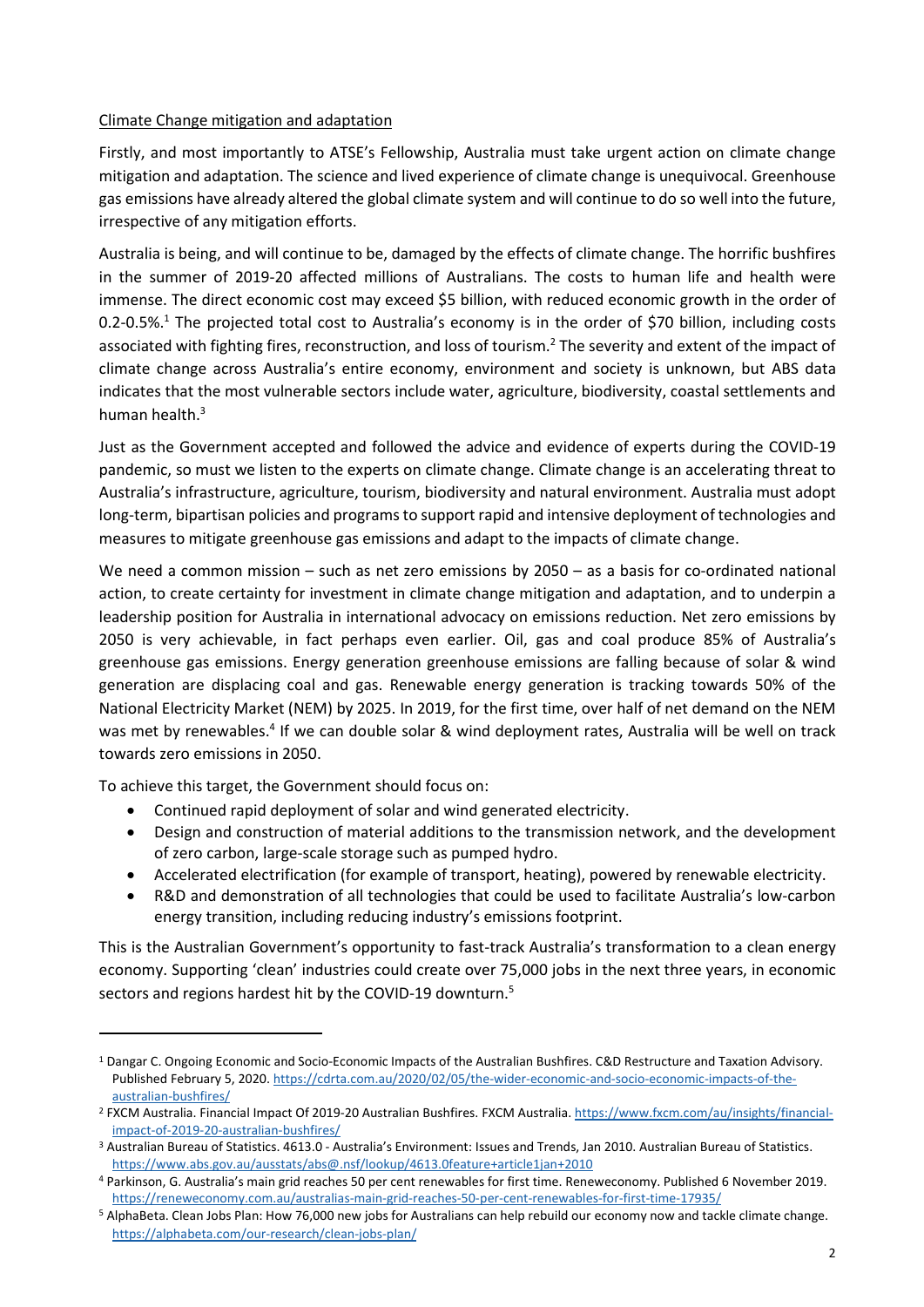## Climate Change mitigation and adaptation

Firstly, and most importantly to ATSE's Fellowship, Australia must take urgent action on climate change mitigation and adaptation. The science and lived experience of climate change is unequivocal. Greenhouse gas emissions have already altered the global climate system and will continue to do so well into the future, irrespective of any mitigation efforts.

Australia is being, and will continue to be, damaged by the effects of climate change. The horrific bushfires in the summer of 2019-20 affected millions of Australians. The costs to human life and health were immense. The direct economic cost may exceed $5 billion, with reduced economic growth in the order of 0.2-0.5%.[1] The projected total cost to Australia's economy is in the order of $70 billion, including costs associated with fighting fires, reconstruction, and loss of tourism.[2] The severity and extent of the impact of climate change across Australia's entire economy, environment and society is unknown, but ABS data indicates that the most vulnerable sectors include water, agriculture, biodiversity, coastal settlements and human health.[3]

Just as the Government accepted and followed the advice and evidence of experts during the COVID-19 pandemic, so must we listen to the experts on climate change. Climate change is an accelerating threat to Australia's infrastructure, agriculture, tourism, biodiversity and natural environment. Australia must adopt long-term, bipartisan policies and programs to support rapid and intensive deployment of technologies and measures to mitigate greenhouse gas emissions and adapt to the impacts of climate change.

We need a common mission – such as net zero emissions by 2050 – as a basis for co-ordinated national action, to create certainty for investment in climate change mitigation and adaptation, and to underpin a leadership position for Australia in international advocacy on emissions reduction. Net zero emissions by 2050 is very achievable, in fact perhaps even earlier. Oil, gas and coal produce 85% of Australia's greenhouse gas emissions. Energy generation greenhouse emissions are falling because of solar & wind generation are displacing coal and gas. Renewable energy generation is tracking towards 50% of the National Electricity Market (NEM) by 2025. In 2019, for the first time, over half of net demand on the NEM was met by renewables.[4] If we can double solar & wind deployment rates, Australia will be well on track towards zero emissions in 2050.

To achieve this target, the Government should focus on:

- Continued rapid deployment of solar and wind generated electricity.
- Design and construction of material additions to the transmission network, and the development of zero carbon, large-scale storage such as pumped hydro.
- Accelerated electrification (for example of transport, heating), powered by renewable electricity.
- R&D and demonstration of all technologies that could be used to facilitate Australia's low-carbon energy transition, including reducing industry's emissions footprint.

This is the Australian Government's opportunity to fast-track Australia's transformation to a clean energy economy. Supporting 'clean' industries could create over 75,000 jobs in the next three years, in economic sectors and regions hardest hit by the COVID-19 downturn.[5]

---

[1] Dangar C. Ongoing Economic and Socio-Economic Impacts of the Australian Bushfires. C&D Restructure and Taxation Advisory. Published February 5, 2020. https://cdrta.com.au/2020/02/05/the-wider-economic-and-socio-economic-impacts-of-the-australian-bushfires/

[2] FXCM Australia. Financial Impact Of 2019-20 Australian Bushfires. FXCM Australia. https://www.fxcm.com/au/insights/financial-impact-of-2019-20-australian-bushfires/

[3] Australian Bureau of Statistics. 4613.0 - Australia's Environment: Issues and Trends, Jan 2010. Australian Bureau of Statistics. https://www.abs.gov.au/ausstats/abs@.nsf/lookup/4613.0feature+article1jan+2010

[4] Parkinson, G. Australia's main grid reaches 50 per cent renewables for first time. Reneweconomy. Published 6 November 2019. https://reneweconomy.com.au/australias-main-grid-reaches-50-per-cent-renewables-for-first-time-17935/

[5] AlphaBeta. Clean Jobs Plan: How 76,000 new jobs for Australians can help rebuild our economy now and tackle climate change. https://alphabeta.com/our-research/clean-jobs-plan/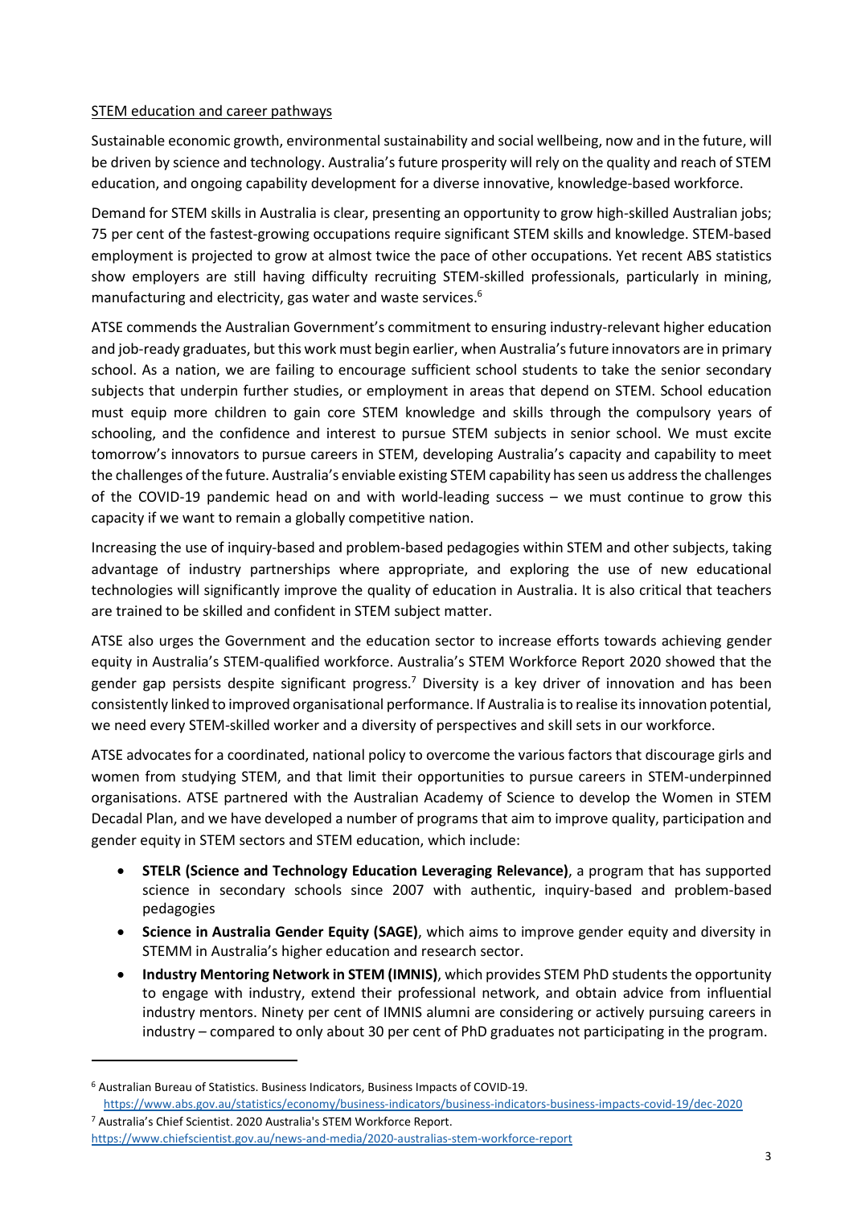## STEM education and career pathways

Sustainable economic growth, environmental sustainability and social wellbeing, now and in the future, will be driven by science and technology. Australia's future prosperity will rely on the quality and reach of STEM education, and ongoing capability development for a diverse innovative, knowledge-based workforce.

Demand for STEM skills in Australia is clear, presenting an opportunity to grow high-skilled Australian jobs; 75 per cent of the fastest-growing occupations require significant STEM skills and knowledge. STEM-based employment is projected to grow at almost twice the pace of other occupations. Yet recent ABS statistics show employers are still having difficulty recruiting STEM-skilled professionals, particularly in mining, manufacturing and electricity, gas water and waste services.[6]

ATSE commends the Australian Government's commitment to ensuring industry-relevant higher education and job-ready graduates, but this work must begin earlier, when Australia's future innovators are in primary school. As a nation, we are failing to encourage sufficient school students to take the senior secondary subjects that underpin further studies, or employment in areas that depend on STEM. School education must equip more children to gain core STEM knowledge and skills through the compulsory years of schooling, and the confidence and interest to pursue STEM subjects in senior school. We must excite tomorrow's innovators to pursue careers in STEM, developing Australia's capacity and capability to meet the challenges of the future. Australia's enviable existing STEM capability has seen us address the challenges of the COVID-19 pandemic head on and with world-leading success – we must continue to grow this capacity if we want to remain a globally competitive nation.

Increasing the use of inquiry-based and problem-based pedagogies within STEM and other subjects, taking advantage of industry partnerships where appropriate, and exploring the use of new educational technologies will significantly improve the quality of education in Australia. It is also critical that teachers are trained to be skilled and confident in STEM subject matter.

ATSE also urges the Government and the education sector to increase efforts towards achieving gender equity in Australia's STEM-qualified workforce. Australia's STEM Workforce Report 2020 showed that the gender gap persists despite significant progress.[7] Diversity is a key driver of innovation and has been consistently linked to improved organisational performance. If Australia is to realise its innovation potential, we need every STEM-skilled worker and a diversity of perspectives and skill sets in our workforce.

ATSE advocates for a coordinated, national policy to overcome the various factors that discourage girls and women from studying STEM, and that limit their opportunities to pursue careers in STEM-underpinned organisations. ATSE partnered with the Australian Academy of Science to develop the Women in STEM Decadal Plan, and we have developed a number of programs that aim to improve quality, participation and gender equity in STEM sectors and STEM education, which include:

- **STELR (Science and Technology Education Leveraging Relevance)**, a program that has supported science in secondary schools since 2007 with authentic, inquiry-based and problem-based pedagogies
- **Science in Australia Gender Equity (SAGE)**, which aims to improve gender equity and diversity in STEMM in Australia's higher education and research sector.
- **Industry Mentoring Network in STEM (IMNIS)**, which provides STEM PhD students the opportunity to engage with industry, extend their professional network, and obtain advice from influential industry mentors. Ninety per cent of IMNIS alumni are considering or actively pursuing careers in industry – compared to only about 30 per cent of PhD graduates not participating in the program.

---

[6] Australian Bureau of Statistics. Business Indicators, Business Impacts of COVID-19. https://www.abs.gov.au/statistics/economy/business-indicators/business-indicators-business-impacts-covid-19/dec-2020

[7] Australia's Chief Scientist. 2020 Australia's STEM Workforce Report. https://www.chiefscientist.gov.au/news-and-media/2020-australias-stem-workforce-report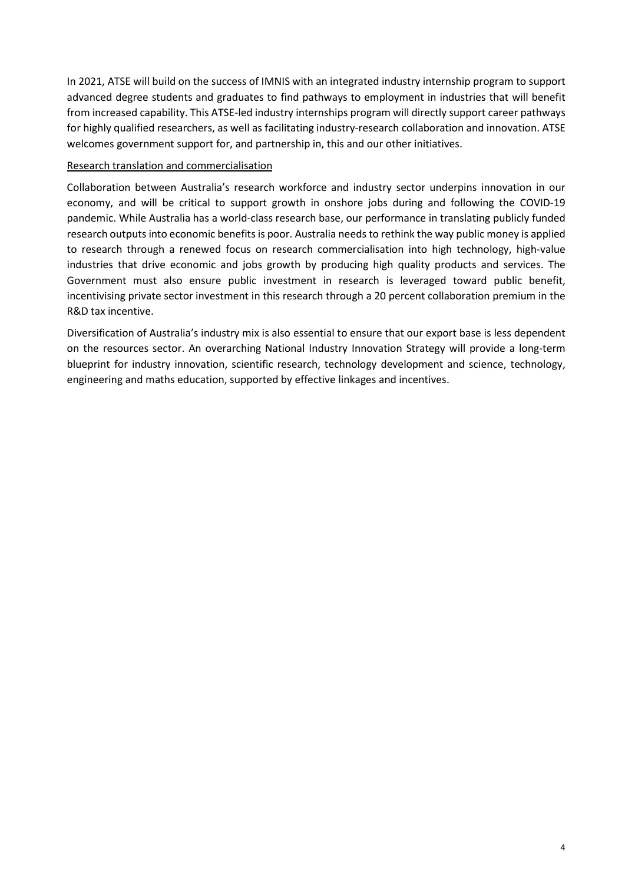In 2021, ATSE will build on the success of IMNIS with an integrated industry internship program to support advanced degree students and graduates to find pathways to employment in industries that will benefit from increased capability. This ATSE-led industry internships program will directly support career pathways for highly qualified researchers, as well as facilitating industry-research collaboration and innovation. ATSE welcomes government support for, and partnership in, this and our other initiatives.

Research translation and commercialisation

Collaboration between Australia's research workforce and industry sector underpins innovation in our economy, and will be critical to support growth in onshore jobs during and following the COVID-19 pandemic. While Australia has a world-class research base, our performance in translating publicly funded research outputs into economic benefits is poor. Australia needs to rethink the way public money is applied to research through a renewed focus on research commercialisation into high technology, high-value industries that drive economic and jobs growth by producing high quality products and services. The Government must also ensure public investment in research is leveraged toward public benefit, incentivising private sector investment in this research through a 20 percent collaboration premium in the R&D tax incentive.

Diversification of Australia's industry mix is also essential to ensure that our export base is less dependent on the resources sector. An overarching National Industry Innovation Strategy will provide a long-term blueprint for industry innovation, scientific research, technology development and science, technology, engineering and maths education, supported by effective linkages and incentives.